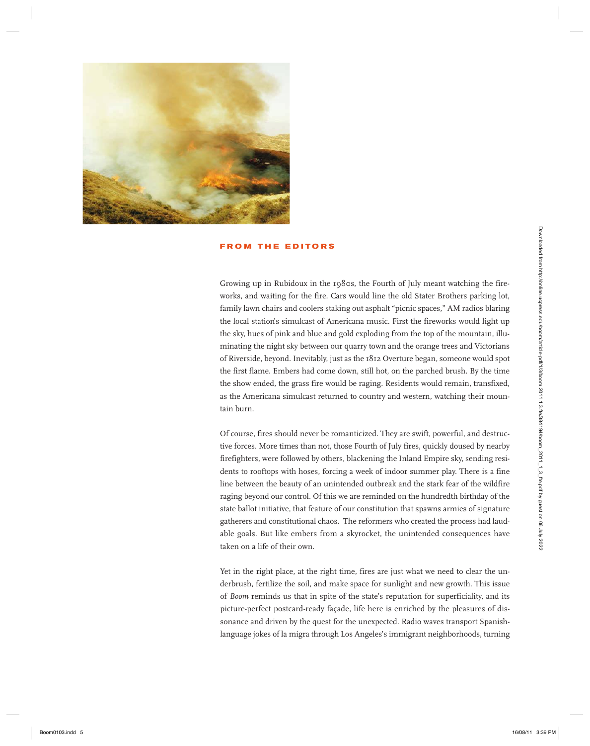## FROM THE EDITORS

Growing up in Rubidoux in the 1980s, the Fourth of July meant watching the fireworks, and waiting for the fire. Cars would line the old Stater Brothers parking lot, family lawn chairs and coolers staking out asphalt "picnic spaces," AM radios blaring the local station's simulcast of Americana music. First the fireworks would light up the sky, hues of pink and blue and gold exploding from the top of the mountain, illuminating the night sky between our quarry town and the orange trees and Victorians of Riverside, beyond. Inevitably, just as the 1812 Overture began, someone would spot the first flame. Embers had come down, still hot, on the parched brush. By the time the show ended, the grass fire would be raging. Residents would remain, transfixed, as the Americana simulcast returned to country and western, watching their mountain burn.

Of course, fires should never be romanticized. They are swift, powerful, and destructive forces. More times than not, those Fourth of July fires, quickly doused by nearby firefighters, were followed by others, blackening the Inland Empire sky, sending residents to rooftops with hoses, forcing a week of indoor summer play. There is a fine line between the beauty of an unintended outbreak and the stark fear of the wildfire raging beyond our control. Of this we are reminded on the hundredth birthday of the state ballot initiative, that feature of our constitution that spawns armies of signature gatherers and constitutional chaos. The reformers who created the process had laudable goals. But like embers from a skyrocket, the unintended consequences have taken on a life of their own.

Yet in the right place, at the right time, fires are just what we need to clear the underbrush, fertilize the soil, and make space for sunlight and new growth. This issue of *Boom* reminds us that in spite of the state's reputation for superficiality, and its picture-perfect postcard-ready façade, life here is enriched by the pleasures of dissonance and driven by the quest for the unexpected. Radio waves transport Spanish-language jokes of la migra through Los Angeles's immigrant neighborhoods, turning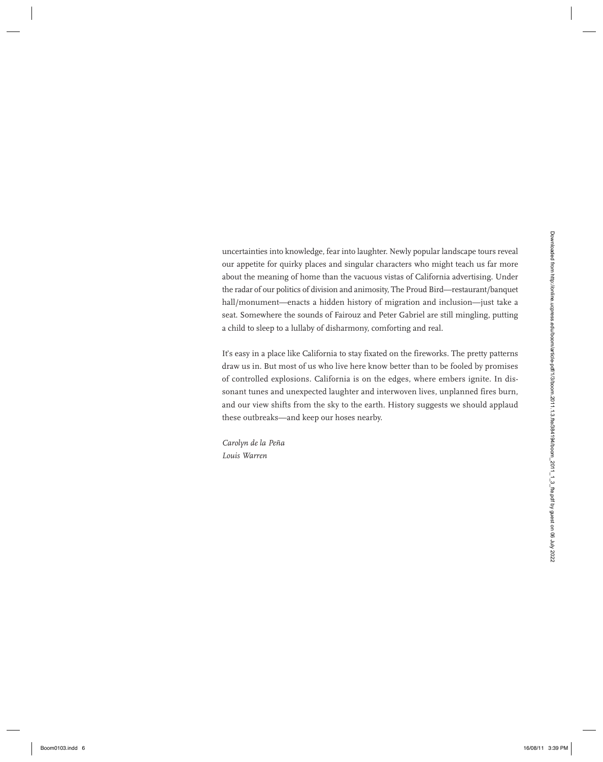uncertainties into knowledge, fear into laughter. Newly popular landscape tours reveal our appetite for quirky places and singular characters who might teach us far more about the meaning of home than the vacuous vistas of California advertising. Under the radar of our politics of division and animosity, The Proud Bird—restaurant/banquet hall/monument—enacts a hidden history of migration and inclusion—just take a seat. Somewhere the sounds of Fairouz and Peter Gabriel are still mingling, putting a child to sleep to a lullaby of disharmony, comforting and real.

It's easy in a place like California to stay fixated on the fireworks. The pretty patterns draw us in. But most of us who live here know better than to be fooled by promises of controlled explosions. California is on the edges, where embers ignite. In dissonant tunes and unexpected laughter and interwoven lives, unplanned fires burn, and our view shifts from the sky to the earth. History suggests we should applaud these outbreaks—and keep our hoses nearby.

*Carolyn de la Peña*
*Louis Warren*